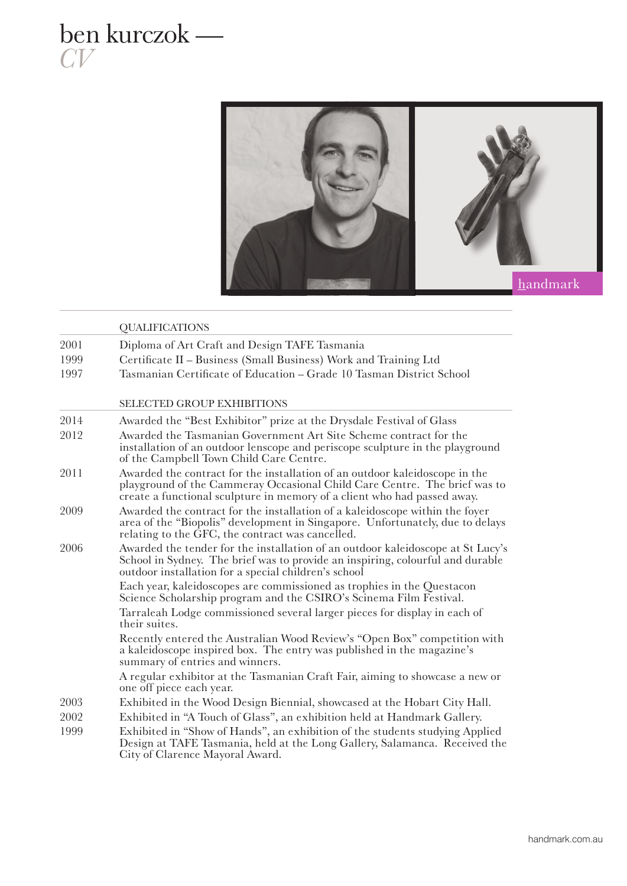# ben kurczok —
*CV*

handmark

## QUALIFICATIONS

| | |
|---|---|
| 2001 | Diploma of Art Craft and Design TAFE Tasmania |
| 1999 | Certificate II – Business (Small Business) Work and Training Ltd |
| 1997 | Tasmanian Certificate of Education – Grade 10 Tasman District School |

## SELECTED GROUP EXHIBITIONS

| | |
|---|---|
| 2014 | Awarded the "Best Exhibitor" prize at the Drysdale Festival of Glass |
| 2012 | Awarded the Tasmanian Government Art Site Scheme contract for the installation of an outdoor lenscope and periscope sculpture in the playground of the Campbell Town Child Care Centre. |
| 2011 | Awarded the contract for the installation of an outdoor kaleidoscope in the playground of the Cammeray Occasional Child Care Centre. The brief was to create a functional sculpture in memory of a client who had passed away. |
| 2009 | Awarded the contract for the installation of a kaleidoscope within the foyer area of the "Biopolis" development in Singapore. Unfortunately, due to delays relating to the GFC, the contract was cancelled. |
| 2006 | Awarded the tender for the installation of an outdoor kaleidoscope at St Lucy's School in Sydney. The brief was to provide an inspiring, colourful and durable outdoor installation for a special children's school |
| | Each year, kaleidoscopes are commissioned as trophies in the Questacon Science Scholarship program and the CSIRO's Scinema Film Festival. |
| | Tarraleah Lodge commissioned several larger pieces for display in each of their suites. |
| | Recently entered the Australian Wood Review's "Open Box" competition with a kaleidoscope inspired box. The entry was published in the magazine's summary of entries and winners. |
| | A regular exhibitor at the Tasmanian Craft Fair, aiming to showcase a new or one off piece each year. |
| 2003 | Exhibited in the Wood Design Biennial, showcased at the Hobart City Hall. |
| 2002 | Exhibited in "A Touch of Glass", an exhibition held at Handmark Gallery. |
| 1999 | Exhibited in "Show of Hands", an exhibition of the students studying Applied Design at TAFE Tasmania, held at the Long Gallery, Salamanca. Received the City of Clarence Mayoral Award. |

handmark.com.au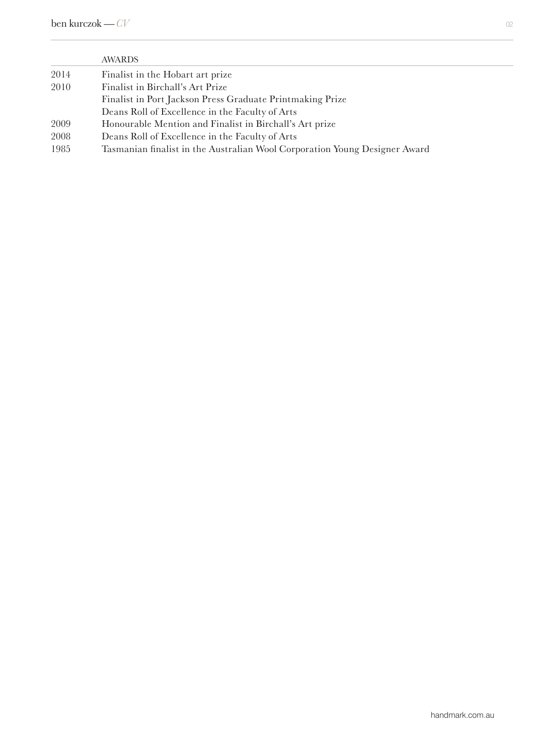## AWARDS

| | |
|---|---|
| 2014 | Finalist in the Hobart art prize |
| 2010 | Finalist in Birchall's Art Prize |
| | Finalist in Port Jackson Press Graduate Printmaking Prize |
| | Deans Roll of Excellence in the Faculty of Arts |
| 2009 | Honourable Mention and Finalist in Birchall's Art prize |
| 2008 | Deans Roll of Excellence in the Faculty of Arts |
| 1985 | Tasmanian finalist in the Australian Wool Corporation Young Designer Award |